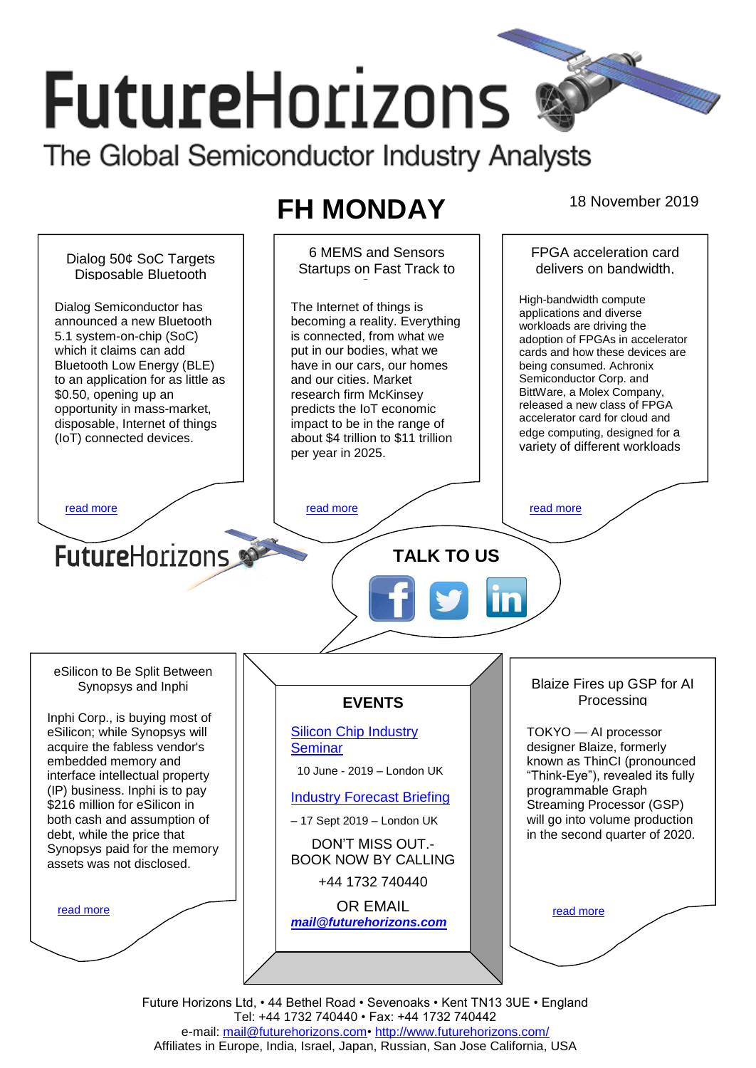# FutureHorizons

The Global Semiconductor Industry Analysts

## FH MONDAY

18 November 2019

### Dialog 50¢ SoC Targets Disposable Bluetooth

Dialog Semiconductor has announced a new Bluetooth 5.1 system-on-chip (SoC) which it claims can add Bluetooth Low Energy (BLE) to an application for as little as $0.50, opening up an opportunity in mass-market, disposable, Internet of things (IoT) connected devices.

read more

### 6 MEMS and Sensors Startups on Fast Track to

The Internet of things is becoming a reality. Everything is connected, from what we put in our bodies, what we have in our cars, our homes and our cities. Market research firm McKinsey predicts the IoT economic impact to be in the range of about $4 trillion to $11 trillion per year in 2025.

read more

### FPGA acceleration card delivers on bandwidth,

High-bandwidth compute applications and diverse workloads are driving the adoption of FPGAs in accelerator cards and how these devices are being consumed. Achronix Semiconductor Corp. and BittWare, a Molex Company, released a new class of FPGA accelerator card for cloud and edge computing, designed for a variety of different workloads

read more

FutureHorizons

TALK TO US

### eSilicon to Be Split Between Synopsys and Inphi

Inphi Corp., is buying most of eSilicon; while Synopsys will acquire the fabless vendor's embedded memory and interface intellectual property (IP) business. Inphi is to pay $216 million for eSilicon in both cash and assumption of debt, while the price that Synopsys paid for the memory assets was not disclosed.

read more

### EVENTS

[Silicon Chip Industry Seminar](#)

10 June - 2019 – London UK

[Industry Forecast Briefing](#)

– 17 Sept 2019 – London UK

DON'T MISS OUT.- BOOK NOW BY CALLING

+44 1732 740440

OR EMAIL

***mail@futurehorizons.com***

### Blaize Fires up GSP for AI Processing

TOKYO — AI processor designer Blaize, formerly known as ThinCI (pronounced "Think-Eye"), revealed its fully programmable Graph Streaming Processor (GSP) will go into volume production in the second quarter of 2020.

read more

Future Horizons Ltd, • 44 Bethel Road • Sevenoaks • Kent TN13 3UE • England
Tel: +44 1732 740440 • Fax: +44 1732 740442
e-mail: mail@futurehorizons.com• http://www.futurehorizons.com/
Affiliates in Europe, India, Israel, Japan, Russian, San Jose California, USA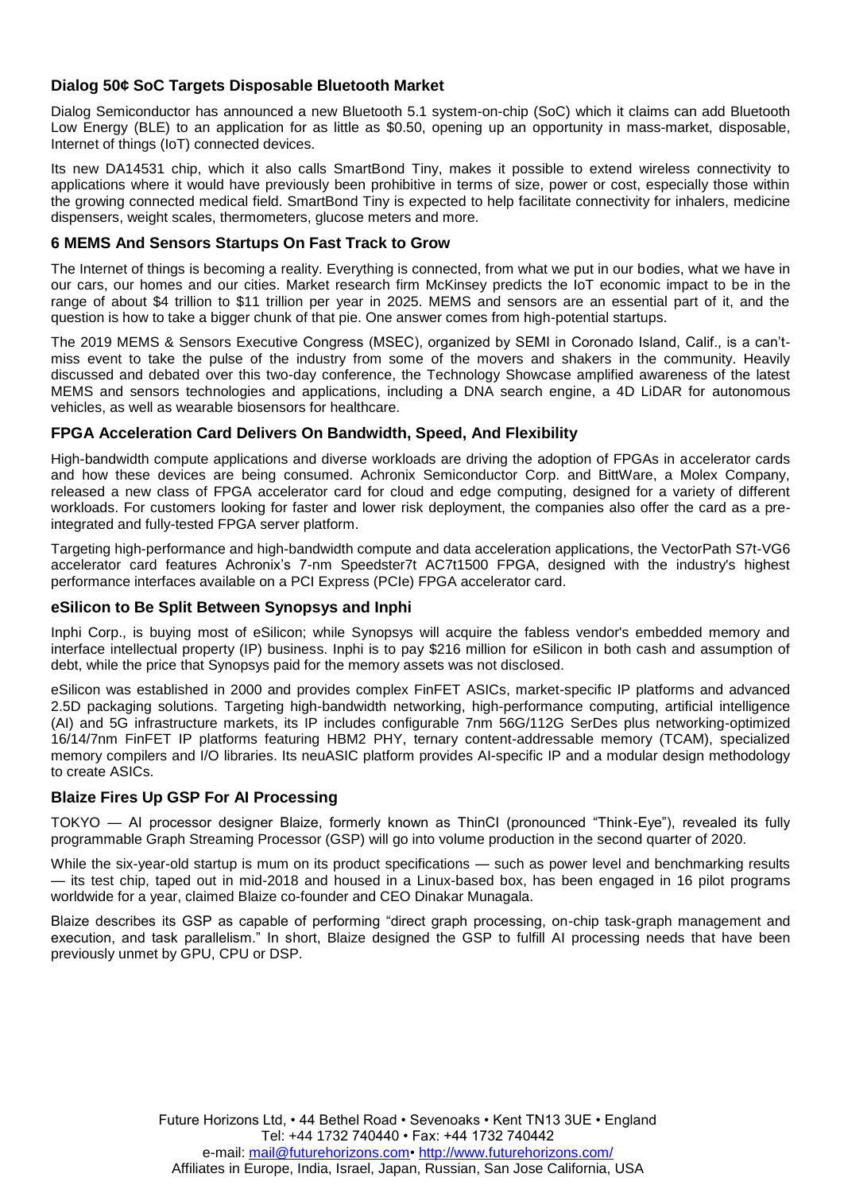### Dialog 50¢ SoC Targets Disposable Bluetooth Market

Dialog Semiconductor has announced a new Bluetooth 5.1 system-on-chip (SoC) which it claims can add Bluetooth Low Energy (BLE) to an application for as little as $0.50, opening up an opportunity in mass-market, disposable, Internet of things (IoT) connected devices.

Its new DA14531 chip, which it also calls SmartBond Tiny, makes it possible to extend wireless connectivity to applications where it would have previously been prohibitive in terms of size, power or cost, especially those within the growing connected medical field. SmartBond Tiny is expected to help facilitate connectivity for inhalers, medicine dispensers, weight scales, thermometers, glucose meters and more.

### 6 MEMS And Sensors Startups On Fast Track to Grow

The Internet of things is becoming a reality. Everything is connected, from what we put in our bodies, what we have in our cars, our homes and our cities. Market research firm McKinsey predicts the IoT economic impact to be in the range of about $4 trillion to $11 trillion per year in 2025. MEMS and sensors are an essential part of it, and the question is how to take a bigger chunk of that pie. One answer comes from high-potential startups.

The 2019 MEMS & Sensors Executive Congress (MSEC), organized by SEMI in Coronado Island, Calif., is a can't-miss event to take the pulse of the industry from some of the movers and shakers in the community. Heavily discussed and debated over this two-day conference, the Technology Showcase amplified awareness of the latest MEMS and sensors technologies and applications, including a DNA search engine, a 4D LiDAR for autonomous vehicles, as well as wearable biosensors for healthcare.

### FPGA Acceleration Card Delivers On Bandwidth, Speed, And Flexibility

High-bandwidth compute applications and diverse workloads are driving the adoption of FPGAs in accelerator cards and how these devices are being consumed. Achronix Semiconductor Corp. and BittWare, a Molex Company, released a new class of FPGA accelerator card for cloud and edge computing, designed for a variety of different workloads. For customers looking for faster and lower risk deployment, the companies also offer the card as a pre-integrated and fully-tested FPGA server platform.

Targeting high-performance and high-bandwidth compute and data acceleration applications, the VectorPath S7t-VG6 accelerator card features Achronix's 7-nm Speedster7t AC7t1500 FPGA, designed with the industry's highest performance interfaces available on a PCI Express (PCIe) FPGA accelerator card.

### eSilicon to Be Split Between Synopsys and Inphi

Inphi Corp., is buying most of eSilicon; while Synopsys will acquire the fabless vendor's embedded memory and interface intellectual property (IP) business. Inphi is to pay $216 million for eSilicon in both cash and assumption of debt, while the price that Synopsys paid for the memory assets was not disclosed.

eSilicon was established in 2000 and provides complex FinFET ASICs, market-specific IP platforms and advanced 2.5D packaging solutions. Targeting high-bandwidth networking, high-performance computing, artificial intelligence (AI) and 5G infrastructure markets, its IP includes configurable 7nm 56G/112G SerDes plus networking-optimized 16/14/7nm FinFET IP platforms featuring HBM2 PHY, ternary content-addressable memory (TCAM), specialized memory compilers and I/O libraries. Its neuASIC platform provides AI-specific IP and a modular design methodology to create ASICs.

### Blaize Fires Up GSP For AI Processing

TOKYO — AI processor designer Blaize, formerly known as ThinCI (pronounced "Think-Eye"), revealed its fully programmable Graph Streaming Processor (GSP) will go into volume production in the second quarter of 2020.

While the six-year-old startup is mum on its product specifications — such as power level and benchmarking results — its test chip, taped out in mid-2018 and housed in a Linux-based box, has been engaged in 16 pilot programs worldwide for a year, claimed Blaize co-founder and CEO Dinakar Munagala.

Blaize describes its GSP as capable of performing "direct graph processing, on-chip task-graph management and execution, and task parallelism." In short, Blaize designed the GSP to fulfill AI processing needs that have been previously unmet by GPU, CPU or DSP.

Future Horizons Ltd, • 44 Bethel Road • Sevenoaks • Kent TN13 3UE • England
Tel: +44 1732 740440 • Fax: +44 1732 740442
e-mail: mail@futurehorizons.com• http://www.futurehorizons.com/
Affiliates in Europe, India, Israel, Japan, Russian, San Jose California, USA